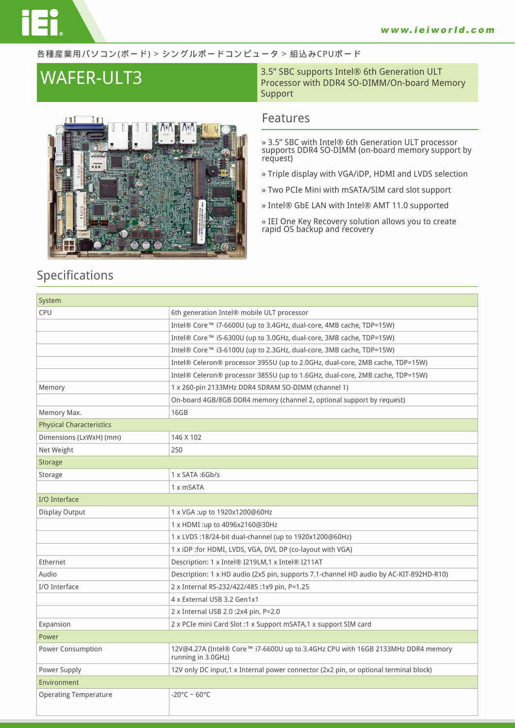各種産業用パソコン(ボード) > シングルボードコンピュータ > 組込みCPUボード

# WAFER-ULT3

3.5" SBC supports Intel® 6th Generation ULT Processor with DDR4 SO-DIMM/On-board Memory Support

## Features

» 3.5" SBC with Intel® 6th Generation ULT processor supports DDR4 SO-DIMM (on-board memory support by request)

» Triple display with VGA/iDP, HDMI and LVDS selection

» Two PCIe Mini with mSATA/SIM card slot support

» Intel® GbE LAN with Intel® AMT 11.0 supported

» IEI One Key Recovery solution allows you to create rapid OS backup and recovery

## Specifications

| System | |
|---|---|
| CPU | 6th generation Intel® mobile ULT processor |
| | Intel® Core™ i7-6600U (up to 3.4GHz, dual-core, 4MB cache, TDP=15W) |
| | Intel® Core™ i5-6300U (up to 3.0GHz, dual-core, 3MB cache, TDP=15W) |
| | Intel® Core™ i3-6100U (up to 2.3GHz, dual-core, 3MB cache, TDP=15W) |
| | Intel® Celeron® processor 3955U (up to 2.0GHz, dual-core, 2MB cache, TDP=15W) |
| | Intel® Celeron® processor 3855U (up to 1.6GHz, dual-core, 2MB cache, TDP=15W) |
| Memory | 1 x 260-pin 2133MHz DDR4 SDRAM SO-DIMM (channel 1) |
| | On-board 4GB/8GB DDR4 memory (channel 2, optional support by request) |
| Memory Max. | 16GB |
| Physical Characteristics | |
| Dimensions (LxWxH) (mm) | 146 X 102 |
| Net Weight | 250 |
| Storage | |
| Storage | 1 x SATA :6Gb/s |
| | 1 x mSATA |
| I/O Interface | |
| Display Output | 1 x VGA :up to 1920x1200@60Hz |
| | 1 x HDMI :up to 4096x2160@30Hz |
| | 1 x LVDS :18/24-bit dual-channel (up to 1920x1200@60Hz) |
| | 1 x iDP :for HDMI, LVDS, VGA, DVI, DP (co-layout with VGA) |
| Ethernet | Description: 1 x Intel® I219LM,1 x Intel® I211AT |
| Audio | Description: 1 x HD audio (2x5 pin, supports 7.1-channel HD audio by AC-KIT-892HD-R10) |
| I/O Interface | 2 x Internal RS-232/422/485 :1x9 pin, P=1.25 |
| | 4 x External USB 3.2 Gen1x1 |
| | 2 x Internal USB 2.0 :2x4 pin, P=2.0 |
| Expansion | 2 x PCIe mini Card Slot :1 x Support mSATA,1 x support SIM card |
| Power | |
| Power Consumption | 12V@4.27A (Intel® Core™ i7-6600U up to 3.4GHz CPU with 16GB 2133MHz DDR4 memory running in 3.0GHz) |
| Power Supply | 12V only DC input,1 x Internal power connector (2x2 pin, or optional terminal block) |
| Environment | |
| Operating Temperature | -20°C ~ 60°C |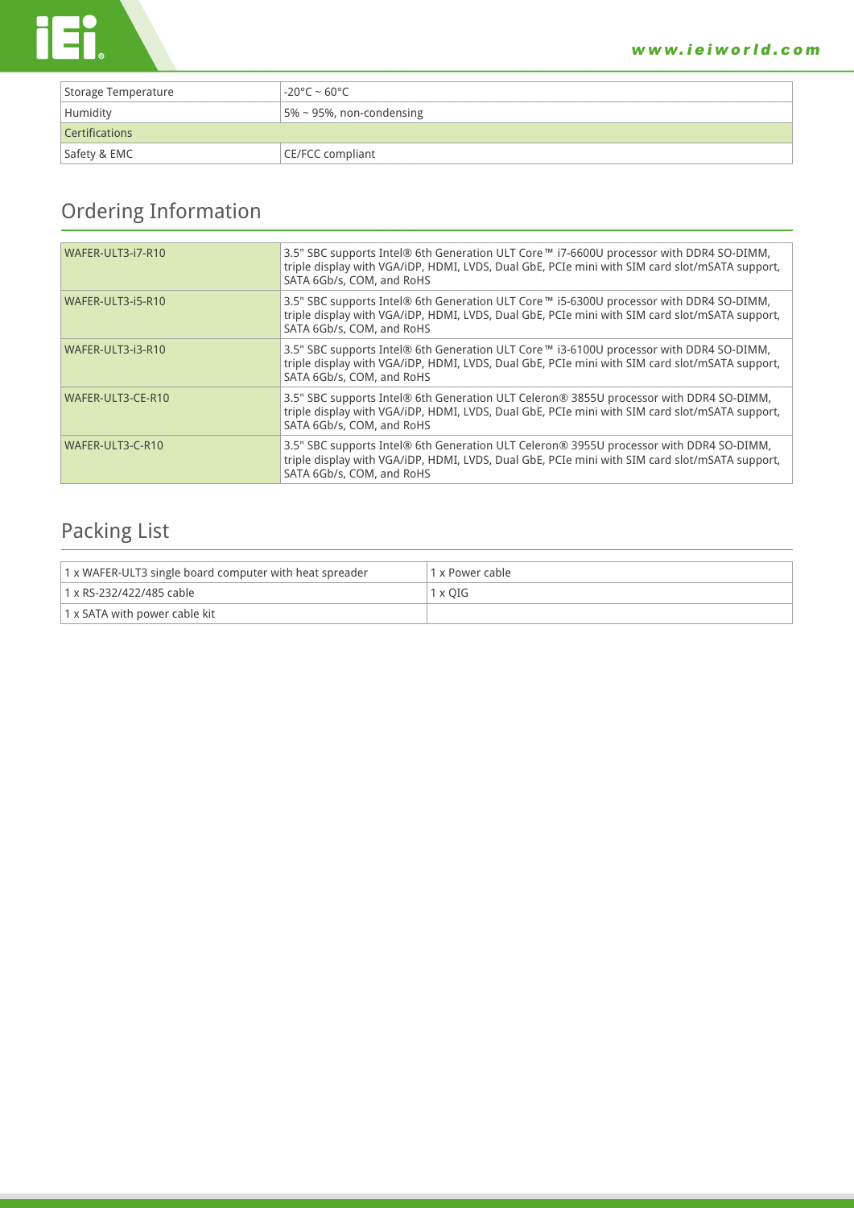| | |
|---|---|
| Storage Temperature | -20°C ~ 60°C |
| Humidity | 5% ~ 95%, non-condensing |
| Certifications | |
| Safety & EMC | CE/FCC compliant |

## Ordering Information

| | |
|---|---|
| WAFER-ULT3-i7-R10 | 3.5" SBC supports Intel® 6th Generation ULT Core™ i7-6600U processor with DDR4 SO-DIMM, triple display with VGA/iDP, HDMI, LVDS, Dual GbE, PCIe mini with SIM card slot/mSATA support, SATA 6Gb/s, COM, and RoHS |
| WAFER-ULT3-i5-R10 | 3.5" SBC supports Intel® 6th Generation ULT Core™ i5-6300U processor with DDR4 SO-DIMM, triple display with VGA/iDP, HDMI, LVDS, Dual GbE, PCIe mini with SIM card slot/mSATA support, SATA 6Gb/s, COM, and RoHS |
| WAFER-ULT3-i3-R10 | 3.5" SBC supports Intel® 6th Generation ULT Core™ i3-6100U processor with DDR4 SO-DIMM, triple display with VGA/iDP, HDMI, LVDS, Dual GbE, PCIe mini with SIM card slot/mSATA support, SATA 6Gb/s, COM, and RoHS |
| WAFER-ULT3-CE-R10 | 3.5" SBC supports Intel® 6th Generation ULT Celeron® 3855U processor with DDR4 SO-DIMM, triple display with VGA/iDP, HDMI, LVDS, Dual GbE, PCIe mini with SIM card slot/mSATA support, SATA 6Gb/s, COM, and RoHS |
| WAFER-ULT3-C-R10 | 3.5" SBC supports Intel® 6th Generation ULT Celeron® 3955U processor with DDR4 SO-DIMM, triple display with VGA/iDP, HDMI, LVDS, Dual GbE, PCIe mini with SIM card slot/mSATA support, SATA 6Gb/s, COM, and RoHS |

## Packing List

| | |
|---|---|
| 1 x WAFER-ULT3 single board computer with heat spreader | 1 x Power cable |
| 1 x RS-232/422/485 cable | 1 x QIG |
| 1 x SATA with power cable kit | |